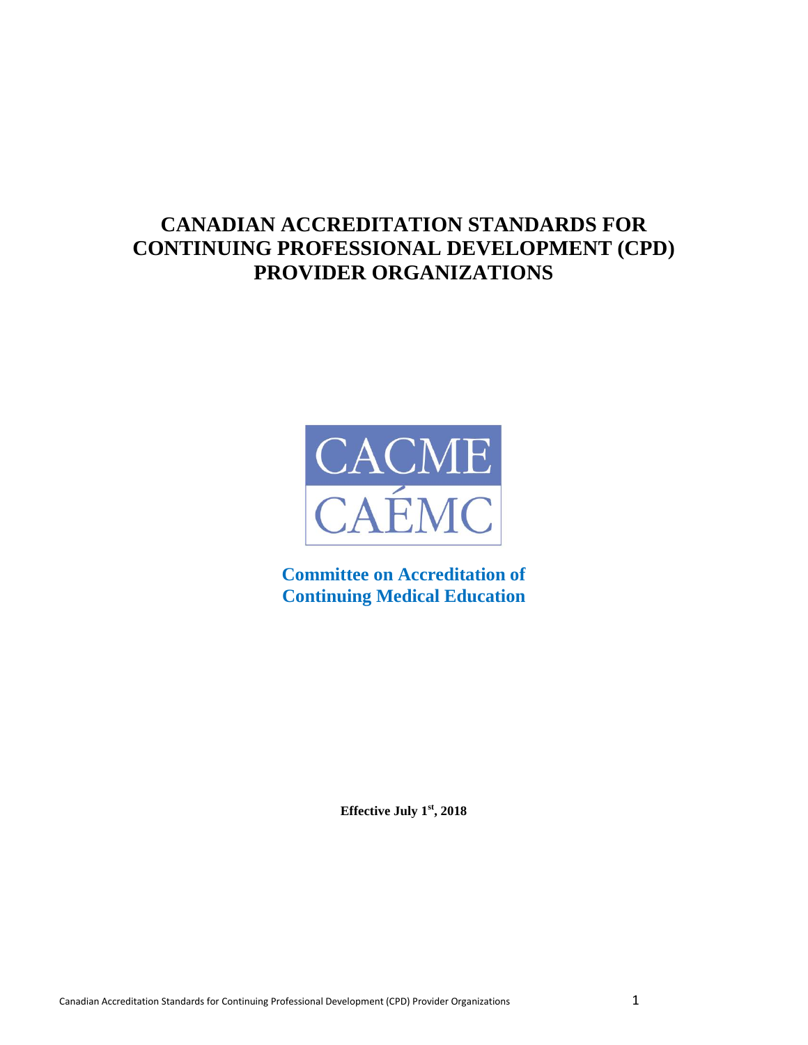# CANADIAN ACCREDITATION STANDARDS FOR CONTINUING PROFESSIONAL DEVELOPMENT (CPD) PROVIDER ORGANIZATIONS

CACME

CAÉMC

**Committee on Accreditation of Continuing Medical Education**

**Effective July 1st, 2018**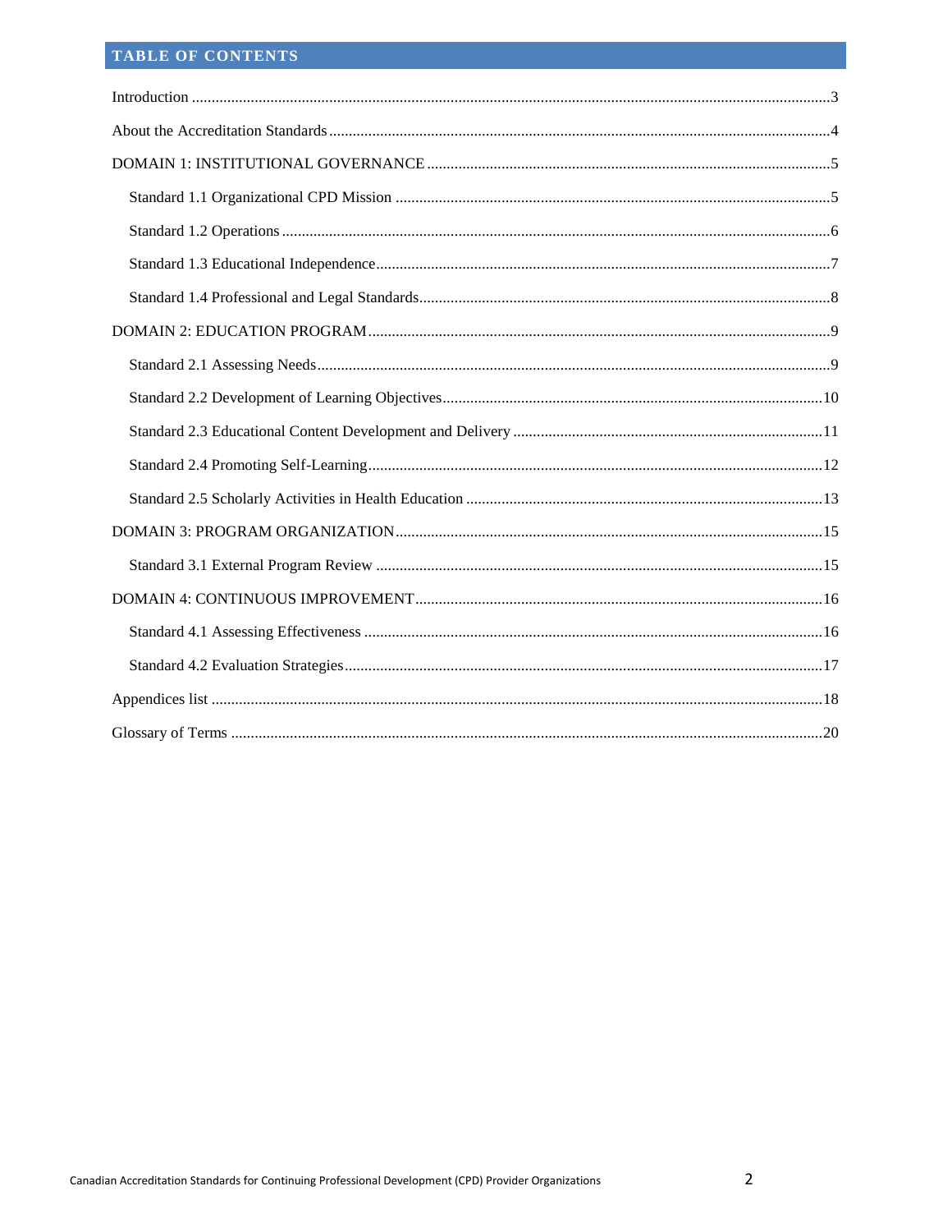## TABLE OF CONTENTS

- Introduction ..... 3
- About the Accreditation Standards ..... 4
- DOMAIN 1: INSTITUTIONAL GOVERNANCE ..... 5
  - Standard 1.1 Organizational CPD Mission ..... 5
  - Standard 1.2 Operations ..... 6
  - Standard 1.3 Educational Independence ..... 7
  - Standard 1.4 Professional and Legal Standards ..... 8
- DOMAIN 2: EDUCATION PROGRAM ..... 9
  - Standard 2.1 Assessing Needs ..... 9
  - Standard 2.2 Development of Learning Objectives ..... 10
  - Standard 2.3 Educational Content Development and Delivery ..... 11
  - Standard 2.4 Promoting Self-Learning ..... 12
  - Standard 2.5 Scholarly Activities in Health Education ..... 13
- DOMAIN 3: PROGRAM ORGANIZATION ..... 15
  - Standard 3.1 External Program Review ..... 15
- DOMAIN 4: CONTINUOUS IMPROVEMENT ..... 16
  - Standard 4.1 Assessing Effectiveness ..... 16
  - Standard 4.2 Evaluation Strategies ..... 17
- Appendices list ..... 18
- Glossary of Terms ..... 20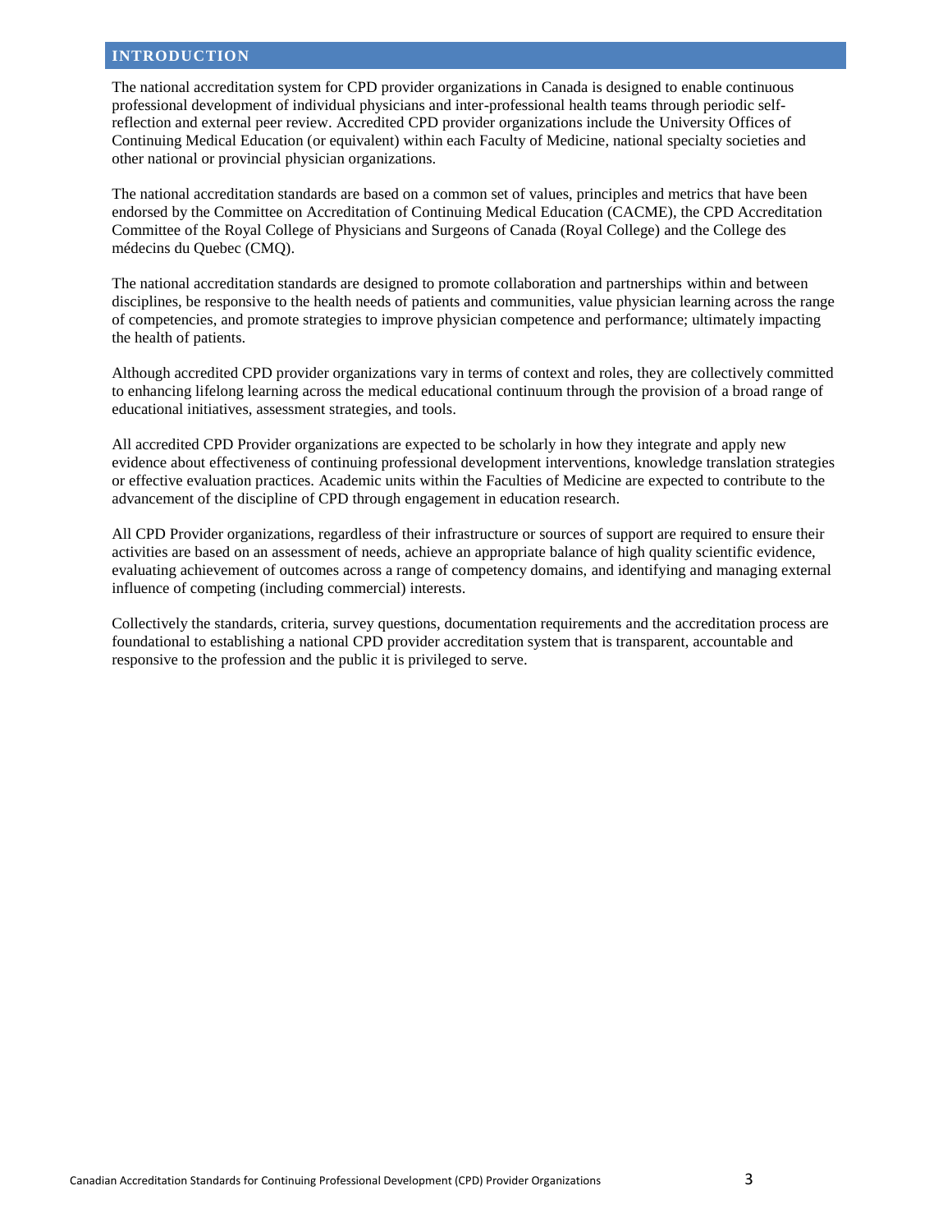## INTRODUCTION

The national accreditation system for CPD provider organizations in Canada is designed to enable continuous professional development of individual physicians and inter-professional health teams through periodic self-reflection and external peer review. Accredited CPD provider organizations include the University Offices of Continuing Medical Education (or equivalent) within each Faculty of Medicine, national specialty societies and other national or provincial physician organizations.

The national accreditation standards are based on a common set of values, principles and metrics that have been endorsed by the Committee on Accreditation of Continuing Medical Education (CACME), the CPD Accreditation Committee of the Royal College of Physicians and Surgeons of Canada (Royal College) and the College des médecins du Quebec (CMQ).

The national accreditation standards are designed to promote collaboration and partnerships within and between disciplines, be responsive to the health needs of patients and communities, value physician learning across the range of competencies, and promote strategies to improve physician competence and performance; ultimately impacting the health of patients.

Although accredited CPD provider organizations vary in terms of context and roles, they are collectively committed to enhancing lifelong learning across the medical educational continuum through the provision of a broad range of educational initiatives, assessment strategies, and tools.

All accredited CPD Provider organizations are expected to be scholarly in how they integrate and apply new evidence about effectiveness of continuing professional development interventions, knowledge translation strategies or effective evaluation practices. Academic units within the Faculties of Medicine are expected to contribute to the advancement of the discipline of CPD through engagement in education research.

All CPD Provider organizations, regardless of their infrastructure or sources of support are required to ensure their activities are based on an assessment of needs, achieve an appropriate balance of high quality scientific evidence, evaluating achievement of outcomes across a range of competency domains, and identifying and managing external influence of competing (including commercial) interests.

Collectively the standards, criteria, survey questions, documentation requirements and the accreditation process are foundational to establishing a national CPD provider accreditation system that is transparent, accountable and responsive to the profession and the public it is privileged to serve.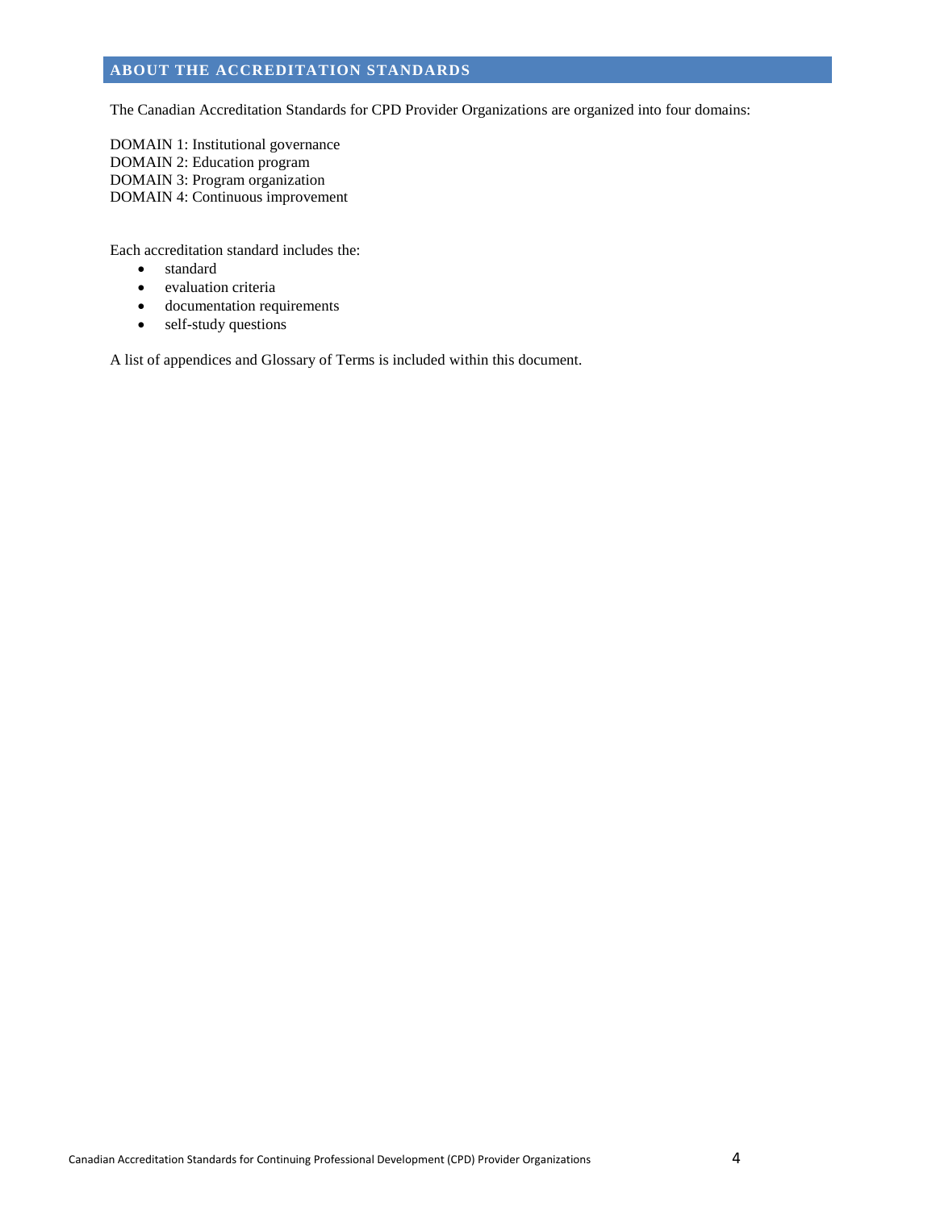## ABOUT THE ACCREDITATION STANDARDS

The Canadian Accreditation Standards for CPD Provider Organizations are organized into four domains:

DOMAIN 1: Institutional governance
DOMAIN 2: Education program
DOMAIN 3: Program organization
DOMAIN 4: Continuous improvement

Each accreditation standard includes the:

- standard
- evaluation criteria
- documentation requirements
- self-study questions

A list of appendices and Glossary of Terms is included within this document.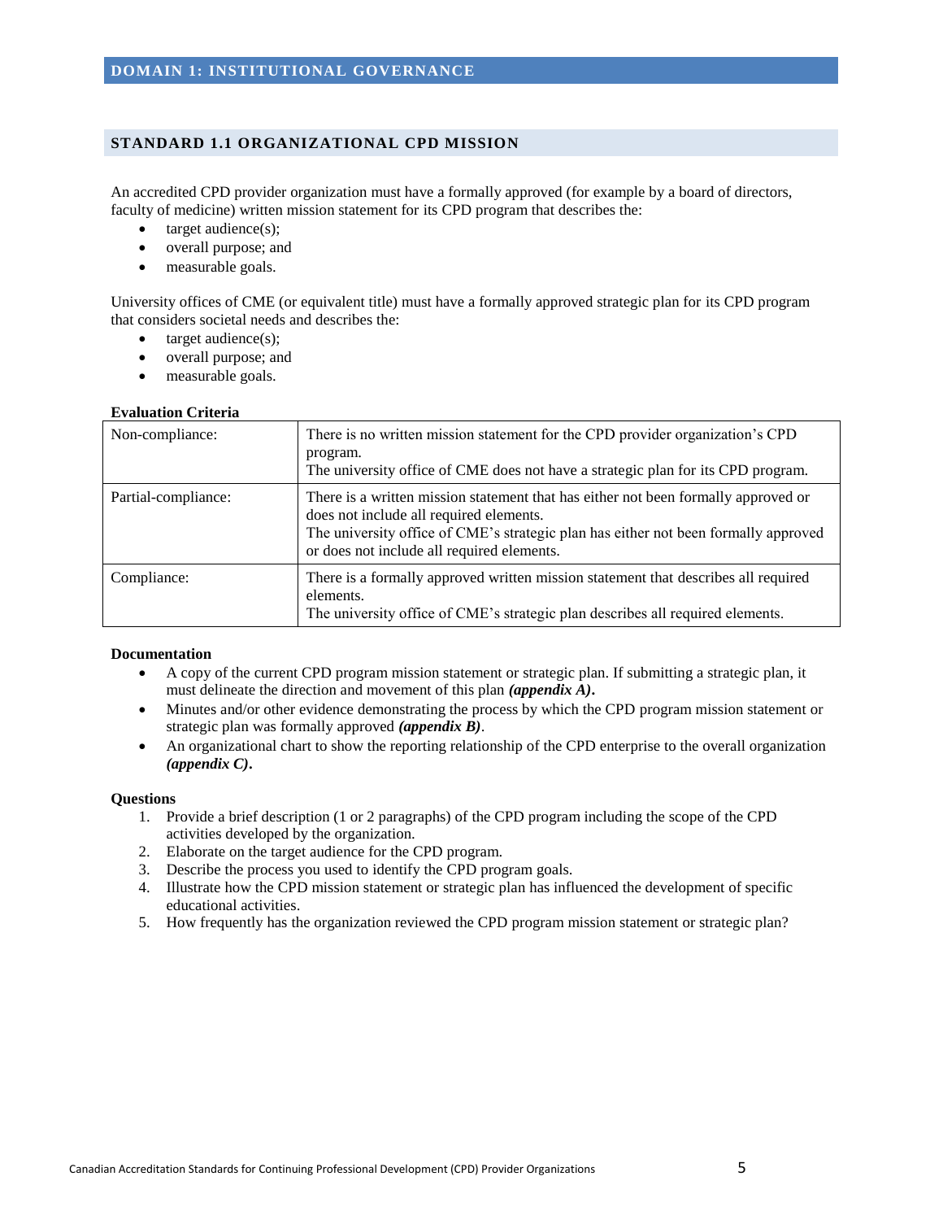## DOMAIN 1: INSTITUTIONAL GOVERNANCE

### STANDARD 1.1 ORGANIZATIONAL CPD MISSION

An accredited CPD provider organization must have a formally approved (for example by a board of directors, faculty of medicine) written mission statement for its CPD program that describes the:

- target audience(s);
- overall purpose; and
- measurable goals.

University offices of CME (or equivalent title) must have a formally approved strategic plan for its CPD program that considers societal needs and describes the:

- target audience(s);
- overall purpose; and
- measurable goals.

**Evaluation Criteria**

| | |
|---|---|
| Non-compliance: | There is no written mission statement for the CPD provider organization's CPD program.<br>The university office of CME does not have a strategic plan for its CPD program. |
| Partial-compliance: | There is a written mission statement that has either not been formally approved or does not include all required elements.<br>The university office of CME's strategic plan has either not been formally approved or does not include all required elements. |
| Compliance: | There is a formally approved written mission statement that describes all required elements.<br>The university office of CME's strategic plan describes all required elements. |

**Documentation**

- A copy of the current CPD program mission statement or strategic plan. If submitting a strategic plan, it must delineate the direction and movement of this plan ***(appendix A)*.**
- Minutes and/or other evidence demonstrating the process by which the CPD program mission statement or strategic plan was formally approved ***(appendix B)***.
- An organizational chart to show the reporting relationship of the CPD enterprise to the overall organization ***(appendix C)*.**

**Questions**

1. Provide a brief description (1 or 2 paragraphs) of the CPD program including the scope of the CPD activities developed by the organization.
2. Elaborate on the target audience for the CPD program.
3. Describe the process you used to identify the CPD program goals.
4. Illustrate how the CPD mission statement or strategic plan has influenced the development of specific educational activities.
5. How frequently has the organization reviewed the CPD program mission statement or strategic plan?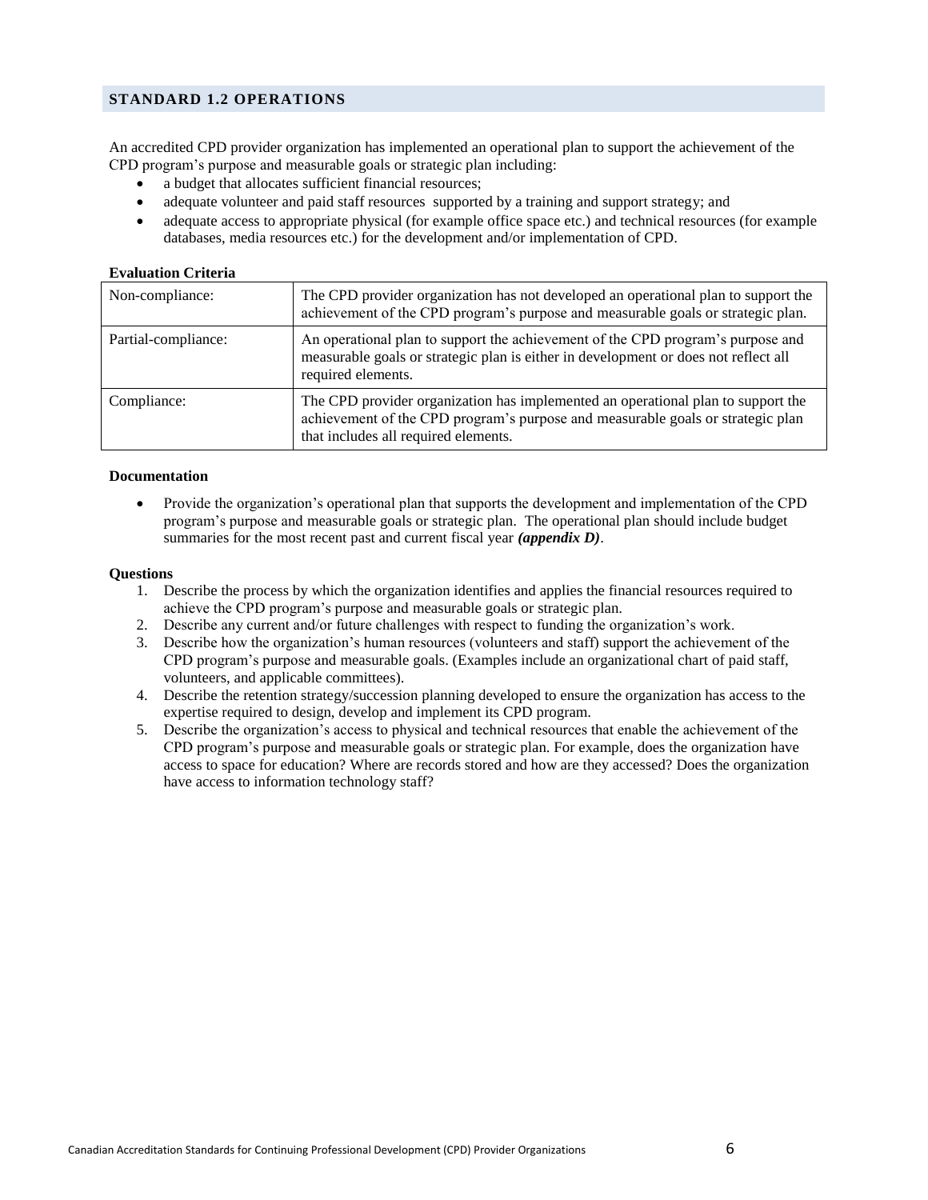## STANDARD 1.2 OPERATIONS

An accredited CPD provider organization has implemented an operational plan to support the achievement of the CPD program's purpose and measurable goals or strategic plan including:

- a budget that allocates sufficient financial resources;
- adequate volunteer and paid staff resources supported by a training and support strategy; and
- adequate access to appropriate physical (for example office space etc.) and technical resources (for example databases, media resources etc.) for the development and/or implementation of CPD.

**Evaluation Criteria**

| | |
|---|---|
| Non-compliance: | The CPD provider organization has not developed an operational plan to support the achievement of the CPD program's purpose and measurable goals or strategic plan. |
| Partial-compliance: | An operational plan to support the achievement of the CPD program's purpose and measurable goals or strategic plan is either in development or does not reflect all required elements. |
| Compliance: | The CPD provider organization has implemented an operational plan to support the achievement of the CPD program's purpose and measurable goals or strategic plan that includes all required elements. |

**Documentation**

- Provide the organization's operational plan that supports the development and implementation of the CPD program's purpose and measurable goals or strategic plan. The operational plan should include budget summaries for the most recent past and current fiscal year ***(appendix D)***.

**Questions**

1. Describe the process by which the organization identifies and applies the financial resources required to achieve the CPD program's purpose and measurable goals or strategic plan.
2. Describe any current and/or future challenges with respect to funding the organization's work.
3. Describe how the organization's human resources (volunteers and staff) support the achievement of the CPD program's purpose and measurable goals. (Examples include an organizational chart of paid staff, volunteers, and applicable committees).
4. Describe the retention strategy/succession planning developed to ensure the organization has access to the expertise required to design, develop and implement its CPD program.
5. Describe the organization's access to physical and technical resources that enable the achievement of the CPD program's purpose and measurable goals or strategic plan. For example, does the organization have access to space for education? Where are records stored and how are they accessed? Does the organization have access to information technology staff?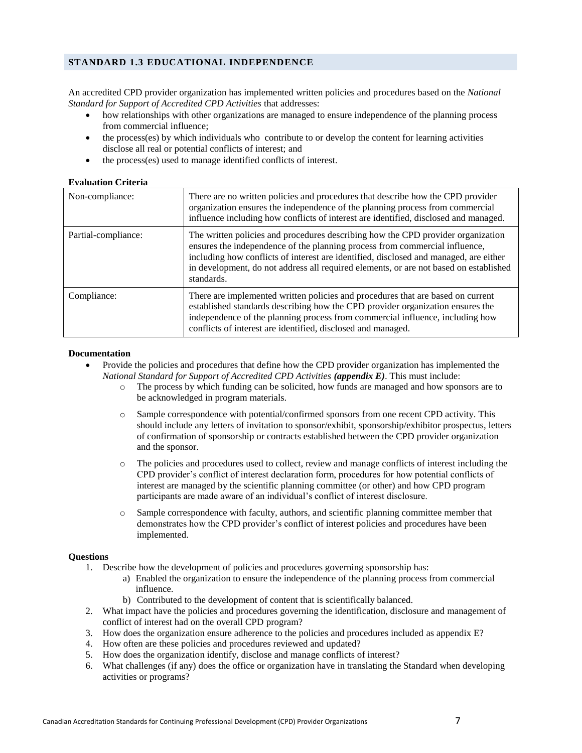## STANDARD 1.3 EDUCATIONAL INDEPENDENCE

An accredited CPD provider organization has implemented written policies and procedures based on the *National Standard for Support of Accredited CPD Activities* that addresses:

- how relationships with other organizations are managed to ensure independence of the planning process from commercial influence;
- the process(es) by which individuals who contribute to or develop the content for learning activities disclose all real or potential conflicts of interest; and
- the process(es) used to manage identified conflicts of interest.

**Evaluation Criteria**

| | |
|---|---|
| Non-compliance: | There are no written policies and procedures that describe how the CPD provider organization ensures the independence of the planning process from commercial influence including how conflicts of interest are identified, disclosed and managed. |
| Partial-compliance: | The written policies and procedures describing how the CPD provider organization ensures the independence of the planning process from commercial influence, including how conflicts of interest are identified, disclosed and managed, are either in development, do not address all required elements, or are not based on established standards. |
| Compliance: | There are implemented written policies and procedures that are based on current established standards describing how the CPD provider organization ensures the independence of the planning process from commercial influence, including how conflicts of interest are identified, disclosed and managed. |

**Documentation**

- Provide the policies and procedures that define how the CPD provider organization has implemented the *National Standard for Support of Accredited CPD Activities* ***(appendix E)***. This must include:
  - The process by which funding can be solicited, how funds are managed and how sponsors are to be acknowledged in program materials.
  - Sample correspondence with potential/confirmed sponsors from one recent CPD activity. This should include any letters of invitation to sponsor/exhibit, sponsorship/exhibitor prospectus, letters of confirmation of sponsorship or contracts established between the CPD provider organization and the sponsor.
  - The policies and procedures used to collect, review and manage conflicts of interest including the CPD provider's conflict of interest declaration form, procedures for how potential conflicts of interest are managed by the scientific planning committee (or other) and how CPD program participants are made aware of an individual's conflict of interest disclosure.
  - Sample correspondence with faculty, authors, and scientific planning committee member that demonstrates how the CPD provider's conflict of interest policies and procedures have been implemented.

**Questions**

1. Describe how the development of policies and procedures governing sponsorship has:
   a) Enabled the organization to ensure the independence of the planning process from commercial influence.
   b) Contributed to the development of content that is scientifically balanced.
2. What impact have the policies and procedures governing the identification, disclosure and management of conflict of interest had on the overall CPD program?
3. How does the organization ensure adherence to the policies and procedures included as appendix E?
4. How often are these policies and procedures reviewed and updated?
5. How does the organization identify, disclose and manage conflicts of interest?
6. What challenges (if any) does the office or organization have in translating the Standard when developing activities or programs?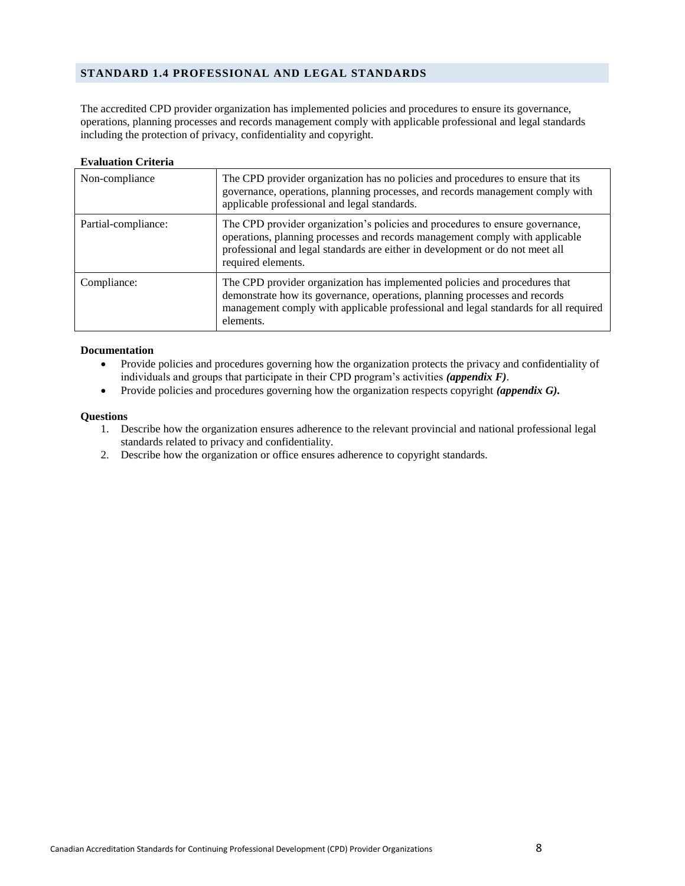## STANDARD 1.4 PROFESSIONAL AND LEGAL STANDARDS

The accredited CPD provider organization has implemented policies and procedures to ensure its governance, operations, planning processes and records management comply with applicable professional and legal standards including the protection of privacy, confidentiality and copyright.

**Evaluation Criteria**

| | |
|---|---|
| Non-compliance | The CPD provider organization has no policies and procedures to ensure that its governance, operations, planning processes, and records management comply with applicable professional and legal standards. |
| Partial-compliance: | The CPD provider organization's policies and procedures to ensure governance, operations, planning processes and records management comply with applicable professional and legal standards are either in development or do not meet all required elements. |
| Compliance: | The CPD provider organization has implemented policies and procedures that demonstrate how its governance, operations, planning processes and records management comply with applicable professional and legal standards for all required elements. |

**Documentation**

- Provide policies and procedures governing how the organization protects the privacy and confidentiality of individuals and groups that participate in their CPD program's activities ***(appendix F)***.
- Provide policies and procedures governing how the organization respects copyright ***(appendix G).***

**Questions**

1. Describe how the organization ensures adherence to the relevant provincial and national professional legal standards related to privacy and confidentiality.
2. Describe how the organization or office ensures adherence to copyright standards.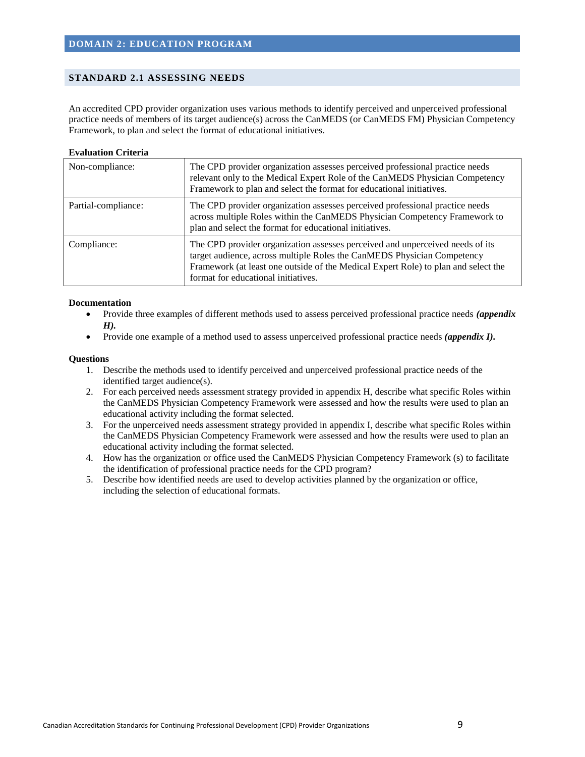## DOMAIN 2: EDUCATION PROGRAM

### STANDARD 2.1 ASSESSING NEEDS

An accredited CPD provider organization uses various methods to identify perceived and unperceived professional practice needs of members of its target audience(s) across the CanMEDS (or CanMEDS FM) Physician Competency Framework, to plan and select the format of educational initiatives.

**Evaluation Criteria**

| | |
|---|---|
| Non-compliance: | The CPD provider organization assesses perceived professional practice needs relevant only to the Medical Expert Role of the CanMEDS Physician Competency Framework to plan and select the format for educational initiatives. |
| Partial-compliance: | The CPD provider organization assesses perceived professional practice needs across multiple Roles within the CanMEDS Physician Competency Framework to plan and select the format for educational initiatives. |
| Compliance: | The CPD provider organization assesses perceived and unperceived needs of its target audience, across multiple Roles the CanMEDS Physician Competency Framework (at least one outside of the Medical Expert Role) to plan and select the format for educational initiatives. |

**Documentation**

- Provide three examples of different methods used to assess perceived professional practice needs ***(appendix H).***
- Provide one example of a method used to assess unperceived professional practice needs ***(appendix I).***

**Questions**

1. Describe the methods used to identify perceived and unperceived professional practice needs of the identified target audience(s).
2. For each perceived needs assessment strategy provided in appendix H, describe what specific Roles within the CanMEDS Physician Competency Framework were assessed and how the results were used to plan an educational activity including the format selected.
3. For the unperceived needs assessment strategy provided in appendix I, describe what specific Roles within the CanMEDS Physician Competency Framework were assessed and how the results were used to plan an educational activity including the format selected.
4. How has the organization or office used the CanMEDS Physician Competency Framework (s) to facilitate the identification of professional practice needs for the CPD program?
5. Describe how identified needs are used to develop activities planned by the organization or office, including the selection of educational formats.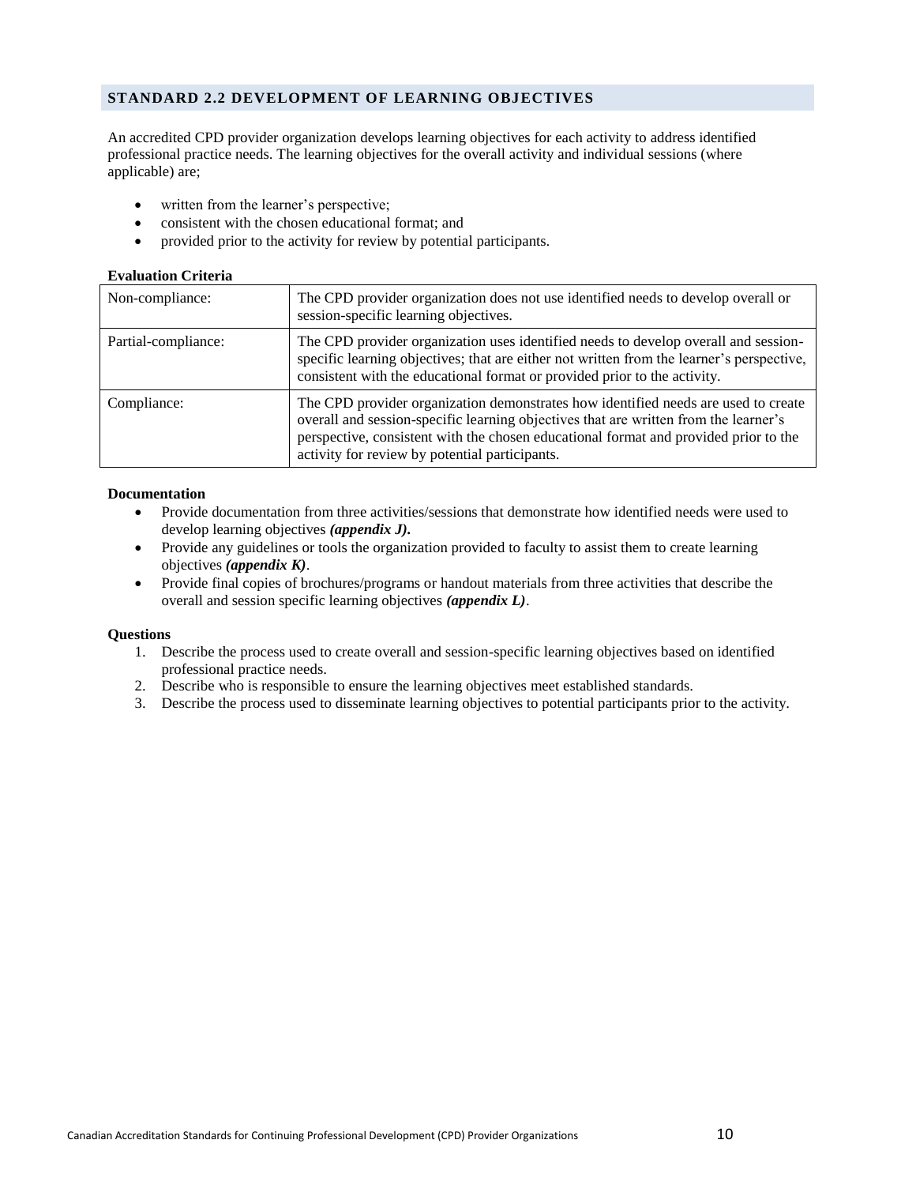## STANDARD 2.2 DEVELOPMENT OF LEARNING OBJECTIVES

An accredited CPD provider organization develops learning objectives for each activity to address identified professional practice needs. The learning objectives for the overall activity and individual sessions (where applicable) are;

- written from the learner's perspective;
- consistent with the chosen educational format; and
- provided prior to the activity for review by potential participants.

**Evaluation Criteria**

| | |
|---|---|
| Non-compliance: | The CPD provider organization does not use identified needs to develop overall or session-specific learning objectives. |
| Partial-compliance: | The CPD provider organization uses identified needs to develop overall and session-specific learning objectives; that are either not written from the learner's perspective, consistent with the educational format or provided prior to the activity. |
| Compliance: | The CPD provider organization demonstrates how identified needs are used to create overall and session-specific learning objectives that are written from the learner's perspective, consistent with the chosen educational format and provided prior to the activity for review by potential participants. |

**Documentation**

- Provide documentation from three activities/sessions that demonstrate how identified needs were used to develop learning objectives ***(appendix J).***
- Provide any guidelines or tools the organization provided to faculty to assist them to create learning objectives ***(appendix K)***.
- Provide final copies of brochures/programs or handout materials from three activities that describe the overall and session specific learning objectives ***(appendix L)***.

**Questions**

1. Describe the process used to create overall and session-specific learning objectives based on identified professional practice needs.
2. Describe who is responsible to ensure the learning objectives meet established standards.
3. Describe the process used to disseminate learning objectives to potential participants prior to the activity.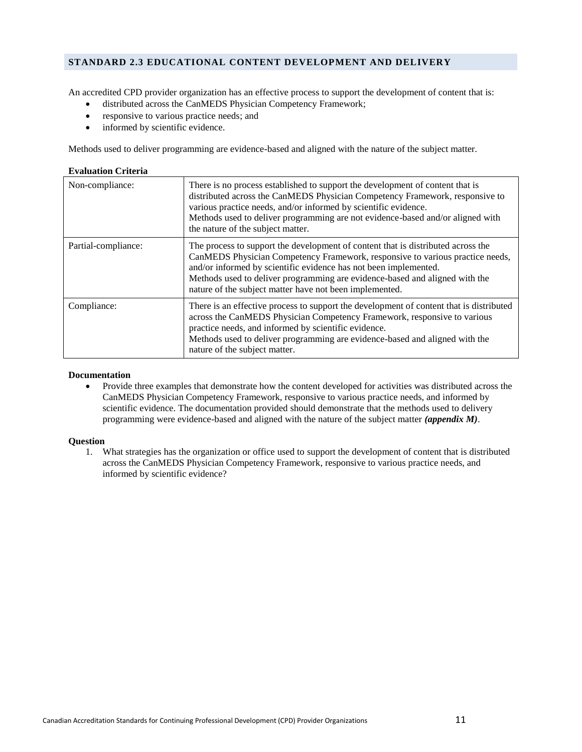## STANDARD 2.3 EDUCATIONAL CONTENT DEVELOPMENT AND DELIVERY

An accredited CPD provider organization has an effective process to support the development of content that is:

- distributed across the CanMEDS Physician Competency Framework;
- responsive to various practice needs; and
- informed by scientific evidence.

Methods used to deliver programming are evidence-based and aligned with the nature of the subject matter.

**Evaluation Criteria**

| | |
|---|---|
| Non-compliance: | There is no process established to support the development of content that is distributed across the CanMEDS Physician Competency Framework, responsive to various practice needs, and/or informed by scientific evidence.<br>Methods used to deliver programming are not evidence-based and/or aligned with the nature of the subject matter. |
| Partial-compliance: | The process to support the development of content that is distributed across the CanMEDS Physician Competency Framework, responsive to various practice needs, and/or informed by scientific evidence has not been implemented.<br>Methods used to deliver programming are evidence-based and aligned with the nature of the subject matter have not been implemented. |
| Compliance: | There is an effective process to support the development of content that is distributed across the CanMEDS Physician Competency Framework, responsive to various practice needs, and informed by scientific evidence.<br>Methods used to deliver programming are evidence-based and aligned with the nature of the subject matter. |

**Documentation**

- Provide three examples that demonstrate how the content developed for activities was distributed across the CanMEDS Physician Competency Framework, responsive to various practice needs, and informed by scientific evidence. The documentation provided should demonstrate that the methods used to delivery programming were evidence-based and aligned with the nature of the subject matter ***(appendix M)***.

**Question**

1. What strategies has the organization or office used to support the development of content that is distributed across the CanMEDS Physician Competency Framework, responsive to various practice needs, and informed by scientific evidence?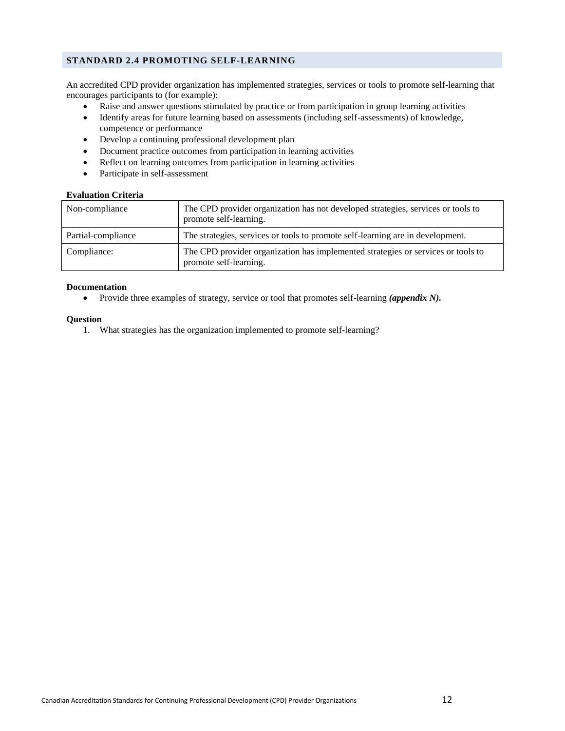## STANDARD 2.4 PROMOTING SELF-LEARNING

An accredited CPD provider organization has implemented strategies, services or tools to promote self-learning that encourages participants to (for example):

- Raise and answer questions stimulated by practice or from participation in group learning activities
- Identify areas for future learning based on assessments (including self-assessments) of knowledge, competence or performance
- Develop a continuing professional development plan
- Document practice outcomes from participation in learning activities
- Reflect on learning outcomes from participation in learning activities
- Participate in self-assessment

**Evaluation Criteria**

| | |
|---|---|
| Non-compliance | The CPD provider organization has not developed strategies, services or tools to promote self-learning. |
| Partial-compliance | The strategies, services or tools to promote self-learning are in development. |
| Compliance: | The CPD provider organization has implemented strategies or services or tools to promote self-learning. |

**Documentation**

- Provide three examples of strategy, service or tool that promotes self-learning ***(appendix N).***

**Question**

1. What strategies has the organization implemented to promote self-learning?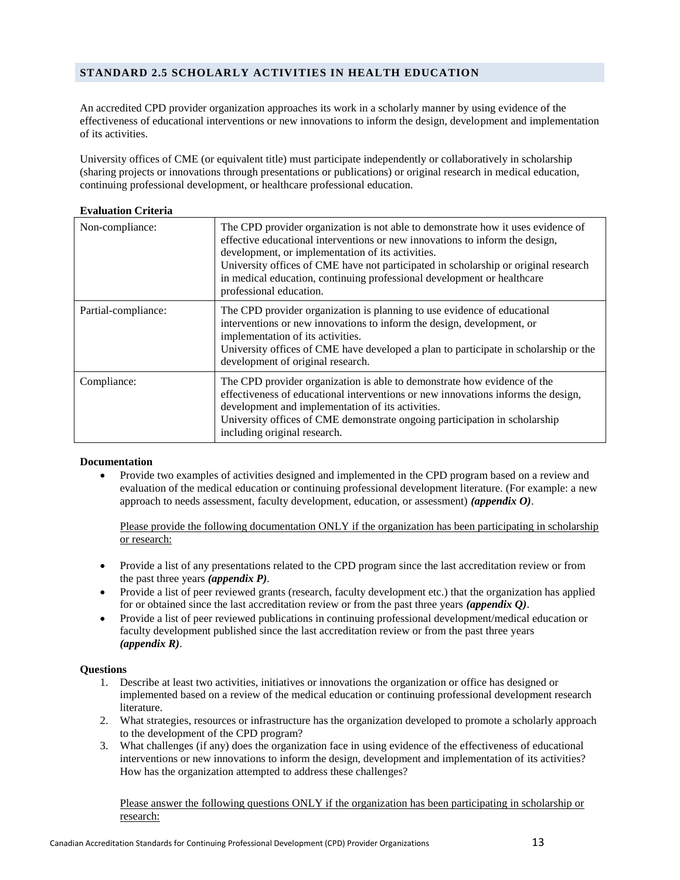## STANDARD 2.5 SCHOLARLY ACTIVITIES IN HEALTH EDUCATION

An accredited CPD provider organization approaches its work in a scholarly manner by using evidence of the effectiveness of educational interventions or new innovations to inform the design, development and implementation of its activities.

University offices of CME (or equivalent title) must participate independently or collaboratively in scholarship (sharing projects or innovations through presentations or publications) or original research in medical education, continuing professional development, or healthcare professional education.

**Evaluation Criteria**

| | |
|---|---|
| Non-compliance: | The CPD provider organization is not able to demonstrate how it uses evidence of effective educational interventions or new innovations to inform the design, development, or implementation of its activities.<br>University offices of CME have not participated in scholarship or original research in medical education, continuing professional development or healthcare professional education. |
| Partial-compliance: | The CPD provider organization is planning to use evidence of educational interventions or new innovations to inform the design, development, or implementation of its activities.<br>University offices of CME have developed a plan to participate in scholarship or the development of original research. |
| Compliance: | The CPD provider organization is able to demonstrate how evidence of the effectiveness of educational interventions or new innovations informs the design, development and implementation of its activities.<br>University offices of CME demonstrate ongoing participation in scholarship including original research. |

**Documentation**

- Provide two examples of activities designed and implemented in the CPD program based on a review and evaluation of the medical education or continuing professional development literature. (For example: a new approach to needs assessment, faculty development, education, or assessment) ***(appendix O)***.

  Please provide the following documentation ONLY if the organization has been participating in scholarship or research:

- Provide a list of any presentations related to the CPD program since the last accreditation review or from the past three years ***(appendix P)***.
- Provide a list of peer reviewed grants (research, faculty development etc.) that the organization has applied for or obtained since the last accreditation review or from the past three years ***(appendix Q)***.
- Provide a list of peer reviewed publications in continuing professional development/medical education or faculty development published since the last accreditation review or from the past three years ***(appendix R)***.

**Questions**

1. Describe at least two activities, initiatives or innovations the organization or office has designed or implemented based on a review of the medical education or continuing professional development research literature.
2. What strategies, resources or infrastructure has the organization developed to promote a scholarly approach to the development of the CPD program?
3. What challenges (if any) does the organization face in using evidence of the effectiveness of educational interventions or new innovations to inform the design, development and implementation of its activities? How has the organization attempted to address these challenges?

   Please answer the following questions ONLY if the organization has been participating in scholarship or research: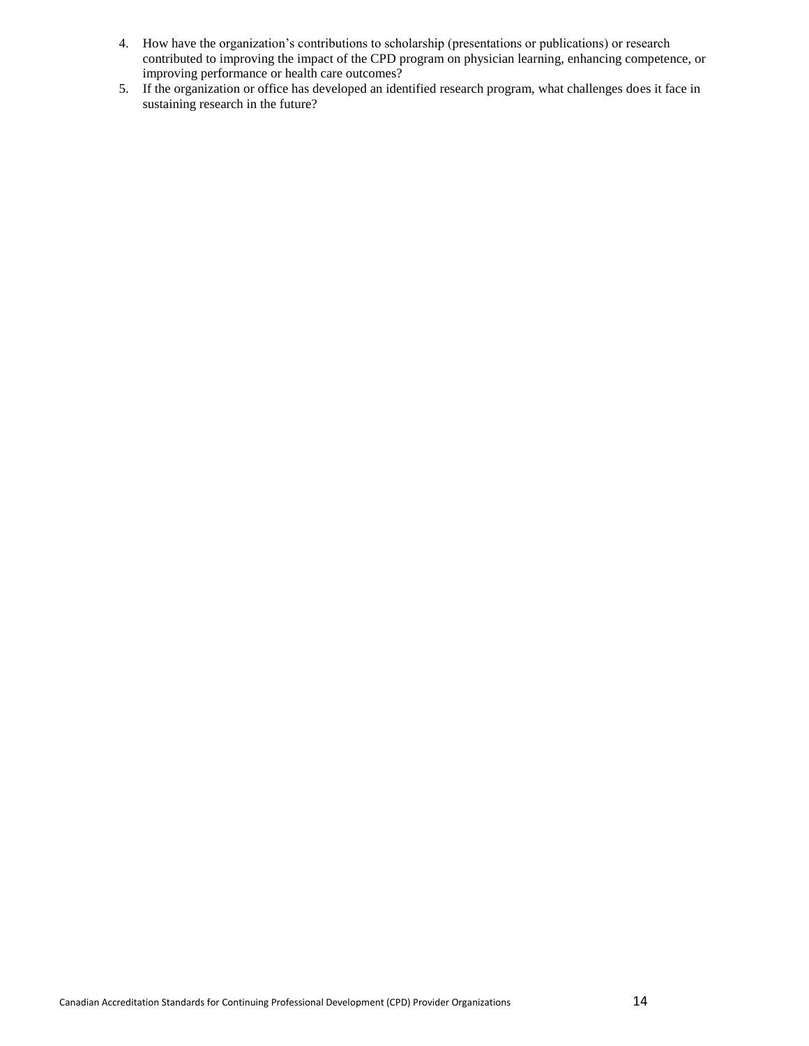4. How have the organization’s contributions to scholarship (presentations or publications) or research contributed to improving the impact of the CPD program on physician learning, enhancing competence, or improving performance or health care outcomes?
5. If the organization or office has developed an identified research program, what challenges does it face in sustaining research in the future?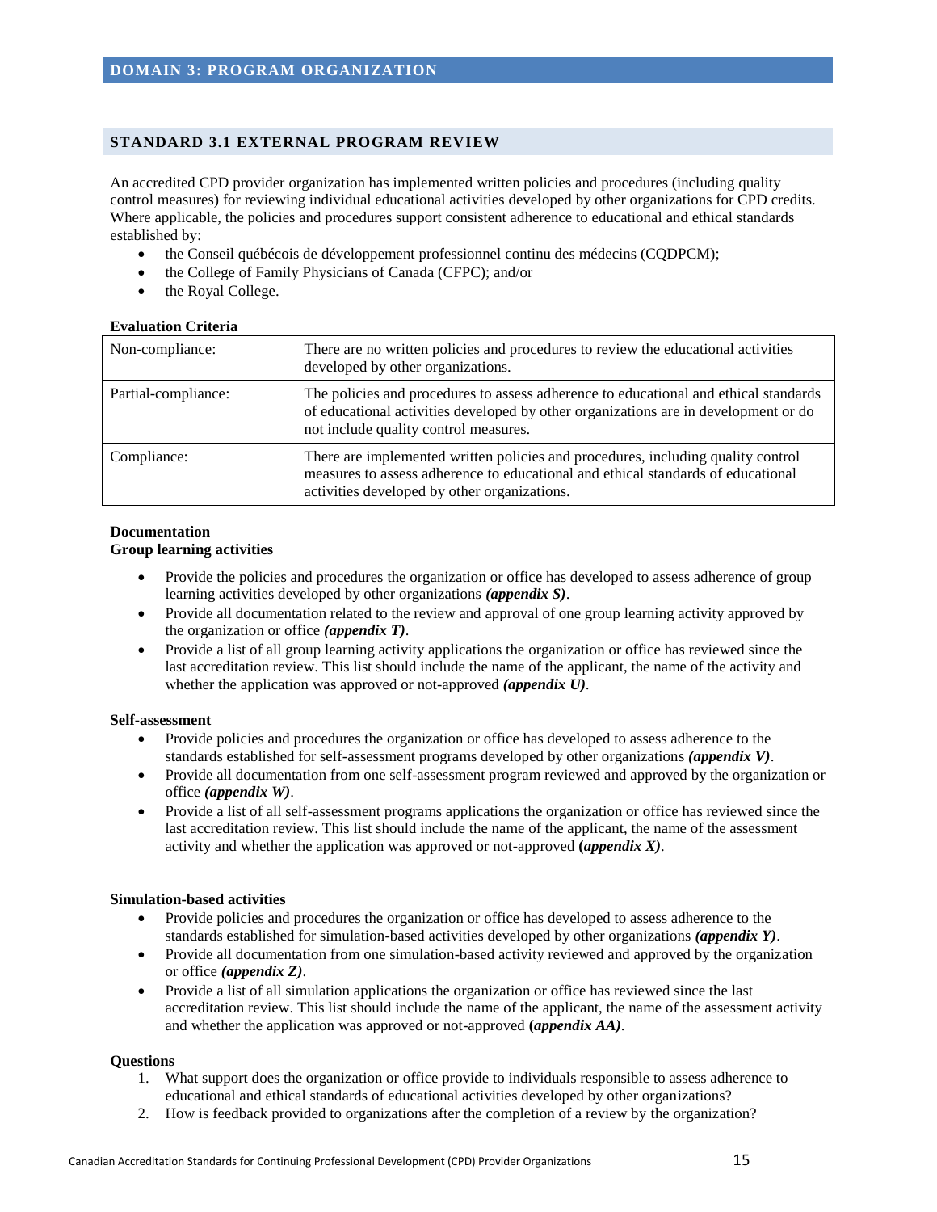## DOMAIN 3: PROGRAM ORGANIZATION

### STANDARD 3.1 EXTERNAL PROGRAM REVIEW

An accredited CPD provider organization has implemented written policies and procedures (including quality control measures) for reviewing individual educational activities developed by other organizations for CPD credits. Where applicable, the policies and procedures support consistent adherence to educational and ethical standards established by:

- the Conseil québécois de développement professionnel continu des médecins (CQDPCM);
- the College of Family Physicians of Canada (CFPC); and/or
- the Royal College.

**Evaluation Criteria**

| | |
|---|---|
| Non-compliance: | There are no written policies and procedures to review the educational activities developed by other organizations. |
| Partial-compliance: | The policies and procedures to assess adherence to educational and ethical standards of educational activities developed by other organizations are in development or do not include quality control measures. |
| Compliance: | There are implemented written policies and procedures, including quality control measures to assess adherence to educational and ethical standards of educational activities developed by other organizations. |

**Documentation**

**Group learning activities**

- Provide the policies and procedures the organization or office has developed to assess adherence of group learning activities developed by other organizations ***(appendix S)***.
- Provide all documentation related to the review and approval of one group learning activity approved by the organization or office ***(appendix T)***.
- Provide a list of all group learning activity applications the organization or office has reviewed since the last accreditation review. This list should include the name of the applicant, the name of the activity and whether the application was approved or not-approved ***(appendix U)***.

**Self-assessment**

- Provide policies and procedures the organization or office has developed to assess adherence to the standards established for self-assessment programs developed by other organizations ***(appendix V)***.
- Provide all documentation from one self-assessment program reviewed and approved by the organization or office ***(appendix W)***.
- Provide a list of all self-assessment programs applications the organization or office has reviewed since the last accreditation review. This list should include the name of the applicant, the name of the assessment activity and whether the application was approved or not-approved **(*appendix X)***.

**Simulation-based activities**

- Provide policies and procedures the organization or office has developed to assess adherence to the standards established for simulation-based activities developed by other organizations ***(appendix Y)***.
- Provide all documentation from one simulation-based activity reviewed and approved by the organization or office ***(appendix Z)***.
- Provide a list of all simulation applications the organization or office has reviewed since the last accreditation review. This list should include the name of the applicant, the name of the assessment activity and whether the application was approved or not-approved **(*appendix AA)***.

**Questions**

1. What support does the organization or office provide to individuals responsible to assess adherence to educational and ethical standards of educational activities developed by other organizations?
2. How is feedback provided to organizations after the completion of a review by the organization?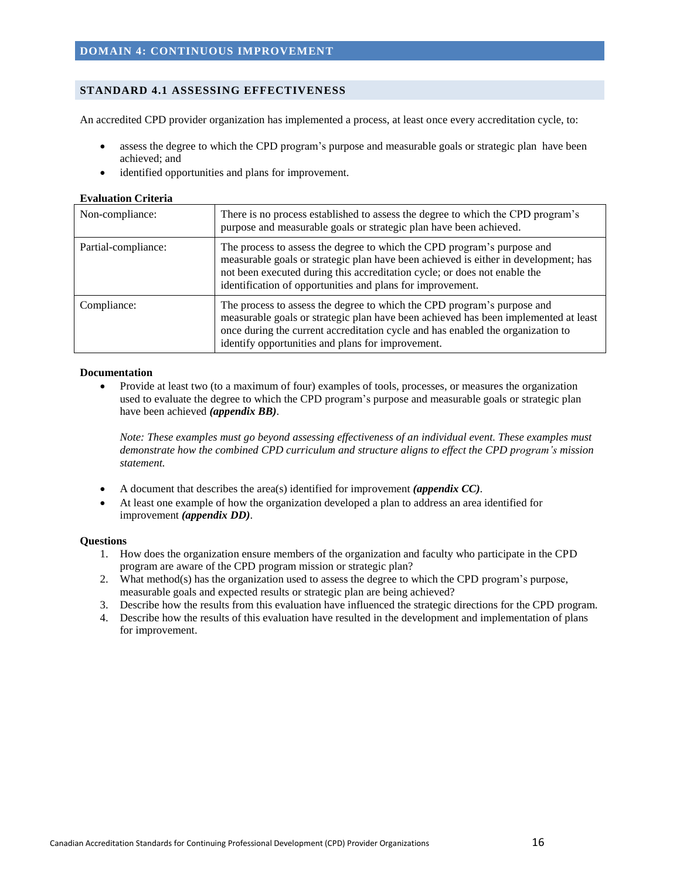## DOMAIN 4: CONTINUOUS IMPROVEMENT

### STANDARD 4.1 ASSESSING EFFECTIVENESS

An accredited CPD provider organization has implemented a process, at least once every accreditation cycle, to:

- assess the degree to which the CPD program's purpose and measurable goals or strategic plan have been achieved; and
- identified opportunities and plans for improvement.

**Evaluation Criteria**

| | |
|---|---|
| Non-compliance: | There is no process established to assess the degree to which the CPD program's purpose and measurable goals or strategic plan have been achieved. |
| Partial-compliance: | The process to assess the degree to which the CPD program's purpose and measurable goals or strategic plan have been achieved is either in development; has not been executed during this accreditation cycle; or does not enable the identification of opportunities and plans for improvement. |
| Compliance: | The process to assess the degree to which the CPD program's purpose and measurable goals or strategic plan have been achieved has been implemented at least once during the current accreditation cycle and has enabled the organization to identify opportunities and plans for improvement. |

**Documentation**

- Provide at least two (to a maximum of four) examples of tools, processes, or measures the organization used to evaluate the degree to which the CPD program's purpose and measurable goals or strategic plan have been achieved ***(appendix BB)***.

  *Note: These examples must go beyond assessing effectiveness of an individual event. These examples must demonstrate how the combined CPD curriculum and structure aligns to effect the CPD program's mission statement.*

- A document that describes the area(s) identified for improvement ***(appendix CC)***.
- At least one example of how the organization developed a plan to address an area identified for improvement ***(appendix DD)***.

**Questions**

1. How does the organization ensure members of the organization and faculty who participate in the CPD program are aware of the CPD program mission or strategic plan?
2. What method(s) has the organization used to assess the degree to which the CPD program's purpose, measurable goals and expected results or strategic plan are being achieved?
3. Describe how the results from this evaluation have influenced the strategic directions for the CPD program.
4. Describe how the results of this evaluation have resulted in the development and implementation of plans for improvement.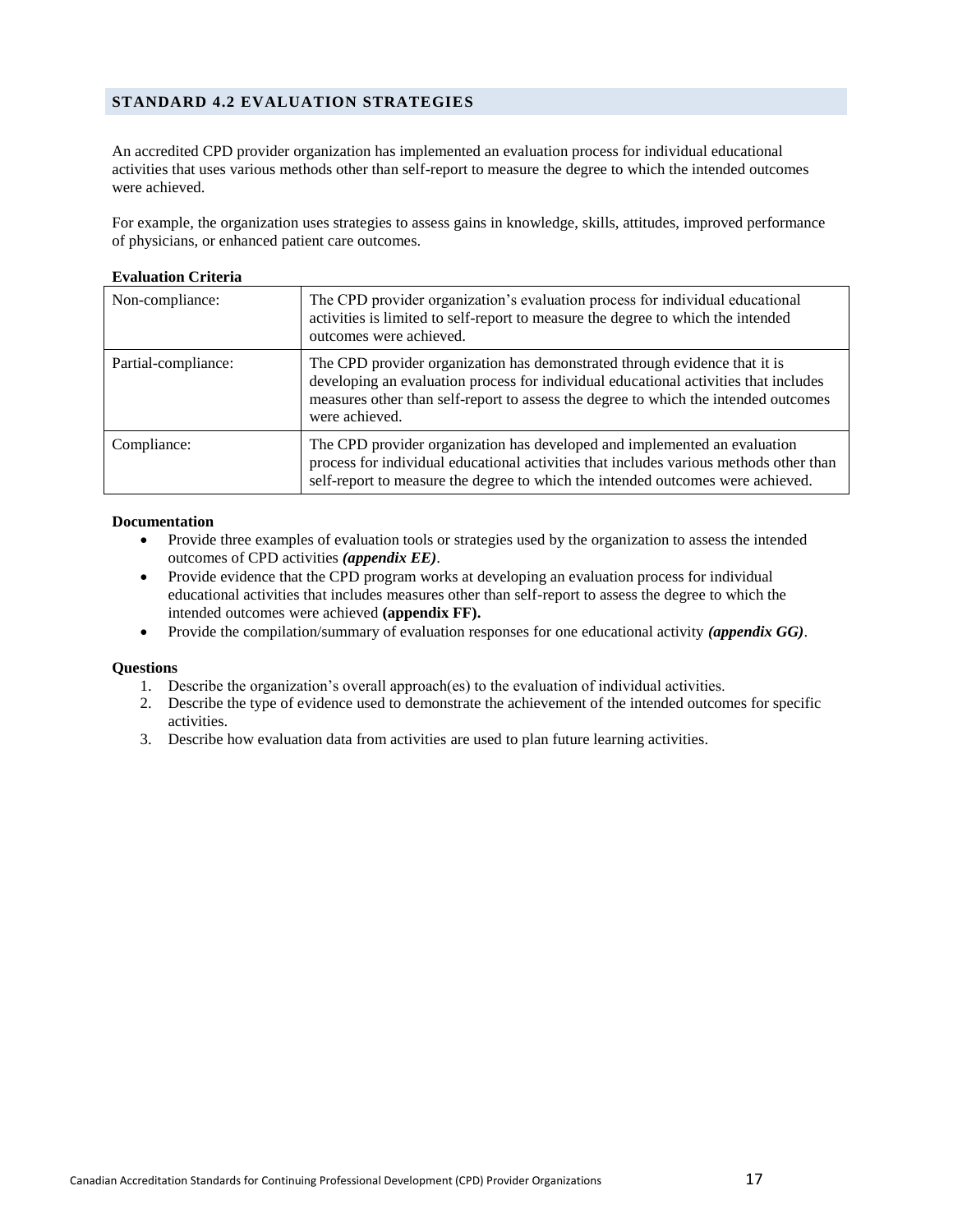## STANDARD 4.2 EVALUATION STRATEGIES

An accredited CPD provider organization has implemented an evaluation process for individual educational activities that uses various methods other than self-report to measure the degree to which the intended outcomes were achieved.

For example, the organization uses strategies to assess gains in knowledge, skills, attitudes, improved performance of physicians, or enhanced patient care outcomes.

**Evaluation Criteria**

| | |
|---|---|
| Non-compliance: | The CPD provider organization's evaluation process for individual educational activities is limited to self-report to measure the degree to which the intended outcomes were achieved. |
| Partial-compliance: | The CPD provider organization has demonstrated through evidence that it is developing an evaluation process for individual educational activities that includes measures other than self-report to assess the degree to which the intended outcomes were achieved. |
| Compliance: | The CPD provider organization has developed and implemented an evaluation process for individual educational activities that includes various methods other than self-report to measure the degree to which the intended outcomes were achieved. |

**Documentation**

- Provide three examples of evaluation tools or strategies used by the organization to assess the intended outcomes of CPD activities ***(appendix EE)***.
- Provide evidence that the CPD program works at developing an evaluation process for individual educational activities that includes measures other than self-report to assess the degree to which the intended outcomes were achieved **(appendix FF).**
- Provide the compilation/summary of evaluation responses for one educational activity ***(appendix GG)***.

**Questions**

1. Describe the organization's overall approach(es) to the evaluation of individual activities.
2. Describe the type of evidence used to demonstrate the achievement of the intended outcomes for specific activities.
3. Describe how evaluation data from activities are used to plan future learning activities.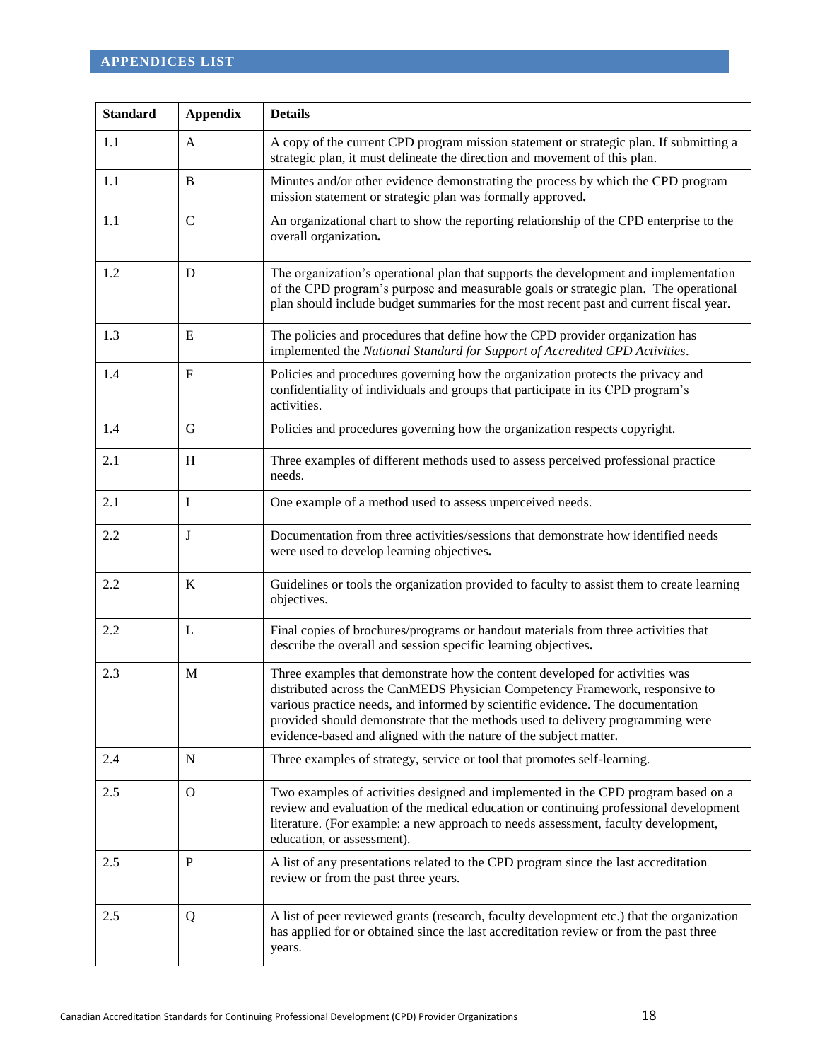## APPENDICES LIST

| Standard | Appendix | Details |
|---|---|---|
| 1.1 | A | A copy of the current CPD program mission statement or strategic plan. If submitting a strategic plan, it must delineate the direction and movement of this plan. |
| 1.1 | B | Minutes and/or other evidence demonstrating the process by which the CPD program mission statement or strategic plan was formally approved**.** |
| 1.1 | C | An organizational chart to show the reporting relationship of the CPD enterprise to the overall organization**.** |
| 1.2 | D | The organization's operational plan that supports the development and implementation of the CPD program's purpose and measurable goals or strategic plan. The operational plan should include budget summaries for the most recent past and current fiscal year. |
| 1.3 | E | The policies and procedures that define how the CPD provider organization has implemented the *National Standard for Support of Accredited CPD Activities*. |
| 1.4 | F | Policies and procedures governing how the organization protects the privacy and confidentiality of individuals and groups that participate in its CPD program's activities. |
| 1.4 | G | Policies and procedures governing how the organization respects copyright. |
| 2.1 | H | Three examples of different methods used to assess perceived professional practice needs. |
| 2.1 | I | One example of a method used to assess unperceived needs. |
| 2.2 | J | Documentation from three activities/sessions that demonstrate how identified needs were used to develop learning objectives**.** |
| 2.2 | K | Guidelines or tools the organization provided to faculty to assist them to create learning objectives. |
| 2.2 | L | Final copies of brochures/programs or handout materials from three activities that describe the overall and session specific learning objectives**.** |
| 2.3 | M | Three examples that demonstrate how the content developed for activities was distributed across the CanMEDS Physician Competency Framework, responsive to various practice needs, and informed by scientific evidence. The documentation provided should demonstrate that the methods used to delivery programming were evidence-based and aligned with the nature of the subject matter. |
| 2.4 | N | Three examples of strategy, service or tool that promotes self-learning. |
| 2.5 | O | Two examples of activities designed and implemented in the CPD program based on a review and evaluation of the medical education or continuing professional development literature. (For example: a new approach to needs assessment, faculty development, education, or assessment). |
| 2.5 | P | A list of any presentations related to the CPD program since the last accreditation review or from the past three years. |
| 2.5 | Q | A list of peer reviewed grants (research, faculty development etc.) that the organization has applied for or obtained since the last accreditation review or from the past three years. |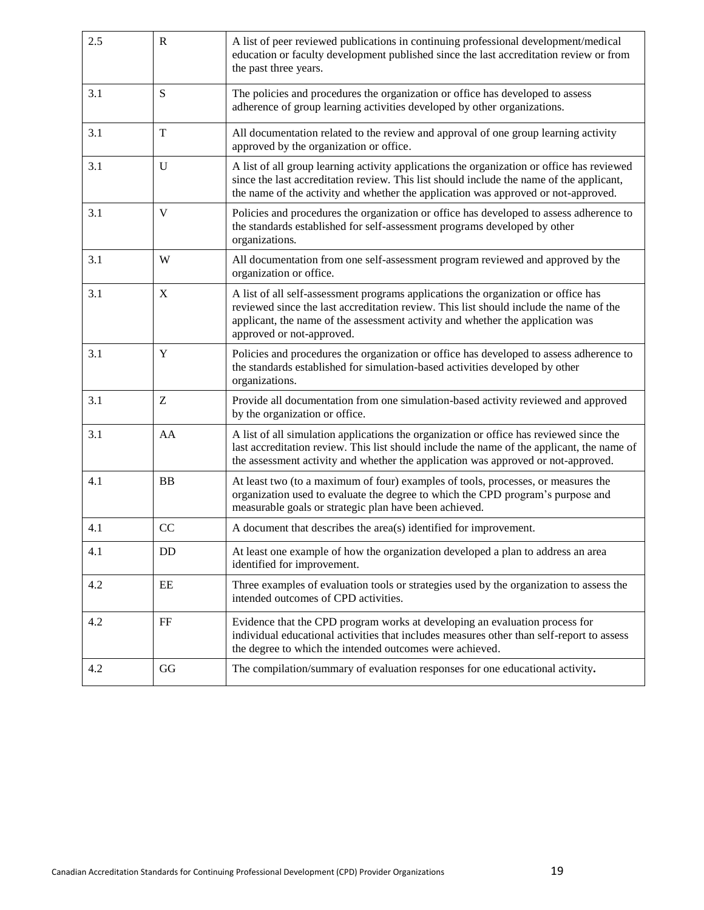| | | |
|---|---|---|
| 2.5 | R | A list of peer reviewed publications in continuing professional development/medical education or faculty development published since the last accreditation review or from the past three years. |
| 3.1 | S | The policies and procedures the organization or office has developed to assess adherence of group learning activities developed by other organizations. |
| 3.1 | T | All documentation related to the review and approval of one group learning activity approved by the organization or office. |
| 3.1 | U | A list of all group learning activity applications the organization or office has reviewed since the last accreditation review. This list should include the name of the applicant, the name of the activity and whether the application was approved or not-approved. |
| 3.1 | V | Policies and procedures the organization or office has developed to assess adherence to the standards established for self-assessment programs developed by other organizations. |
| 3.1 | W | All documentation from one self-assessment program reviewed and approved by the organization or office. |
| 3.1 | X | A list of all self-assessment programs applications the organization or office has reviewed since the last accreditation review. This list should include the name of the applicant, the name of the assessment activity and whether the application was approved or not-approved. |
| 3.1 | Y | Policies and procedures the organization or office has developed to assess adherence to the standards established for simulation-based activities developed by other organizations. |
| 3.1 | Z | Provide all documentation from one simulation-based activity reviewed and approved by the organization or office. |
| 3.1 | AA | A list of all simulation applications the organization or office has reviewed since the last accreditation review. This list should include the name of the applicant, the name of the assessment activity and whether the application was approved or not-approved. |
| 4.1 | BB | At least two (to a maximum of four) examples of tools, processes, or measures the organization used to evaluate the degree to which the CPD program's purpose and measurable goals or strategic plan have been achieved. |
| 4.1 | CC | A document that describes the area(s) identified for improvement. |
| 4.1 | DD | At least one example of how the organization developed a plan to address an area identified for improvement. |
| 4.2 | EE | Three examples of evaluation tools or strategies used by the organization to assess the intended outcomes of CPD activities. |
| 4.2 | FF | Evidence that the CPD program works at developing an evaluation process for individual educational activities that includes measures other than self-report to assess the degree to which the intended outcomes were achieved. |
| 4.2 | GG | The compilation/summary of evaluation responses for one educational activity**.** |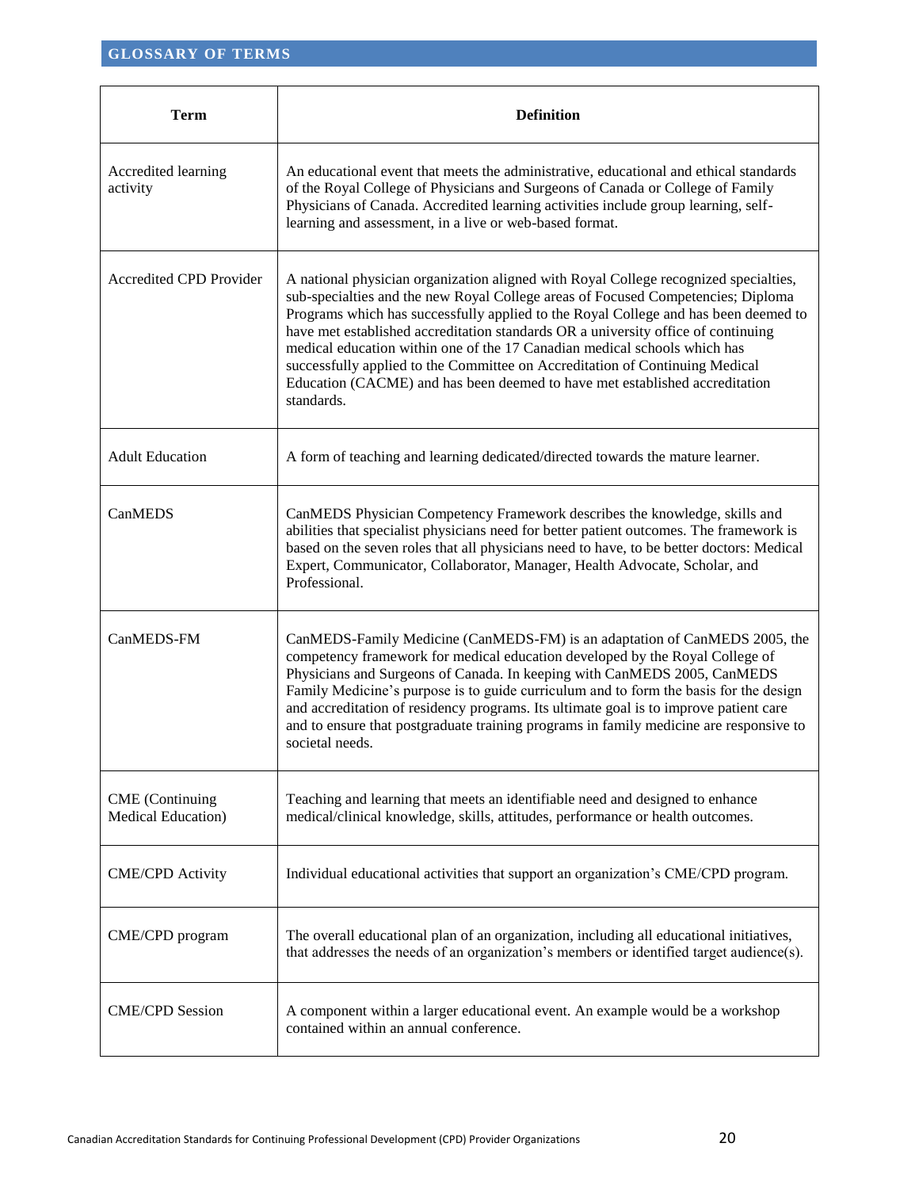## GLOSSARY OF TERMS

| Term | Definition |
|---|---|
| Accredited learning activity | An educational event that meets the administrative, educational and ethical standards of the Royal College of Physicians and Surgeons of Canada or College of Family Physicians of Canada. Accredited learning activities include group learning, self-learning and assessment, in a live or web-based format. |
| Accredited CPD Provider | A national physician organization aligned with Royal College recognized specialties, sub-specialties and the new Royal College areas of Focused Competencies; Diploma Programs which has successfully applied to the Royal College and has been deemed to have met established accreditation standards OR a university office of continuing medical education within one of the 17 Canadian medical schools which has successfully applied to the Committee on Accreditation of Continuing Medical Education (CACME) and has been deemed to have met established accreditation standards. |
| Adult Education | A form of teaching and learning dedicated/directed towards the mature learner. |
| CanMEDS | CanMEDS Physician Competency Framework describes the knowledge, skills and abilities that specialist physicians need for better patient outcomes. The framework is based on the seven roles that all physicians need to have, to be better doctors: Medical Expert, Communicator, Collaborator, Manager, Health Advocate, Scholar, and Professional. |
| CanMEDS-FM | CanMEDS-Family Medicine (CanMEDS-FM) is an adaptation of CanMEDS 2005, the competency framework for medical education developed by the Royal College of Physicians and Surgeons of Canada. In keeping with CanMEDS 2005, CanMEDS Family Medicine's purpose is to guide curriculum and to form the basis for the design and accreditation of residency programs. Its ultimate goal is to improve patient care and to ensure that postgraduate training programs in family medicine are responsive to societal needs. |
| CME (Continuing Medical Education) | Teaching and learning that meets an identifiable need and designed to enhance medical/clinical knowledge, skills, attitudes, performance or health outcomes. |
| CME/CPD Activity | Individual educational activities that support an organization's CME/CPD program. |
| CME/CPD program | The overall educational plan of an organization, including all educational initiatives, that addresses the needs of an organization's members or identified target audience(s). |
| CME/CPD Session | A component within a larger educational event. An example would be a workshop contained within an annual conference. |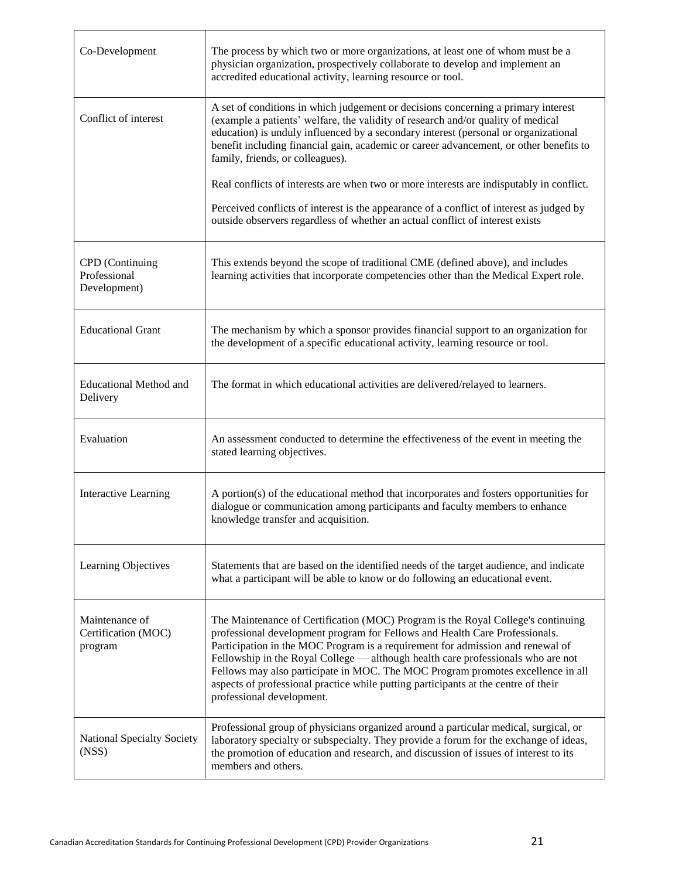| | |
|---|---|
| Co-Development | The process by which two or more organizations, at least one of whom must be a physician organization, prospectively collaborate to develop and implement an accredited educational activity, learning resource or tool. |
| Conflict of interest | A set of conditions in which judgement or decisions concerning a primary interest (example a patients' welfare, the validity of research and/or quality of medical education) is unduly influenced by a secondary interest (personal or organizational benefit including financial gain, academic or career advancement, or other benefits to family, friends, or colleagues).<br><br>Real conflicts of interests are when two or more interests are indisputably in conflict.<br><br>Perceived conflicts of interest is the appearance of a conflict of interest as judged by outside observers regardless of whether an actual conflict of interest exists |
| CPD (Continuing Professional Development) | This extends beyond the scope of traditional CME (defined above), and includes learning activities that incorporate competencies other than the Medical Expert role. |
| Educational Grant | The mechanism by which a sponsor provides financial support to an organization for the development of a specific educational activity, learning resource or tool. |
| Educational Method and Delivery | The format in which educational activities are delivered/relayed to learners. |
| Evaluation | An assessment conducted to determine the effectiveness of the event in meeting the stated learning objectives. |
| Interactive Learning | A portion(s) of the educational method that incorporates and fosters opportunities for dialogue or communication among participants and faculty members to enhance knowledge transfer and acquisition. |
| Learning Objectives | Statements that are based on the identified needs of the target audience, and indicate what a participant will be able to know or do following an educational event. |
| Maintenance of Certification (MOC) program | The Maintenance of Certification (MOC) Program is the Royal College's continuing professional development program for Fellows and Health Care Professionals. Participation in the MOC Program is a requirement for admission and renewal of Fellowship in the Royal College — although health care professionals who are not Fellows may also participate in MOC. The MOC Program promotes excellence in all aspects of professional practice while putting participants at the centre of their professional development. |
| National Specialty Society (NSS) | Professional group of physicians organized around a particular medical, surgical, or laboratory specialty or subspecialty. They provide a forum for the exchange of ideas, the promotion of education and research, and discussion of issues of interest to its members and others. |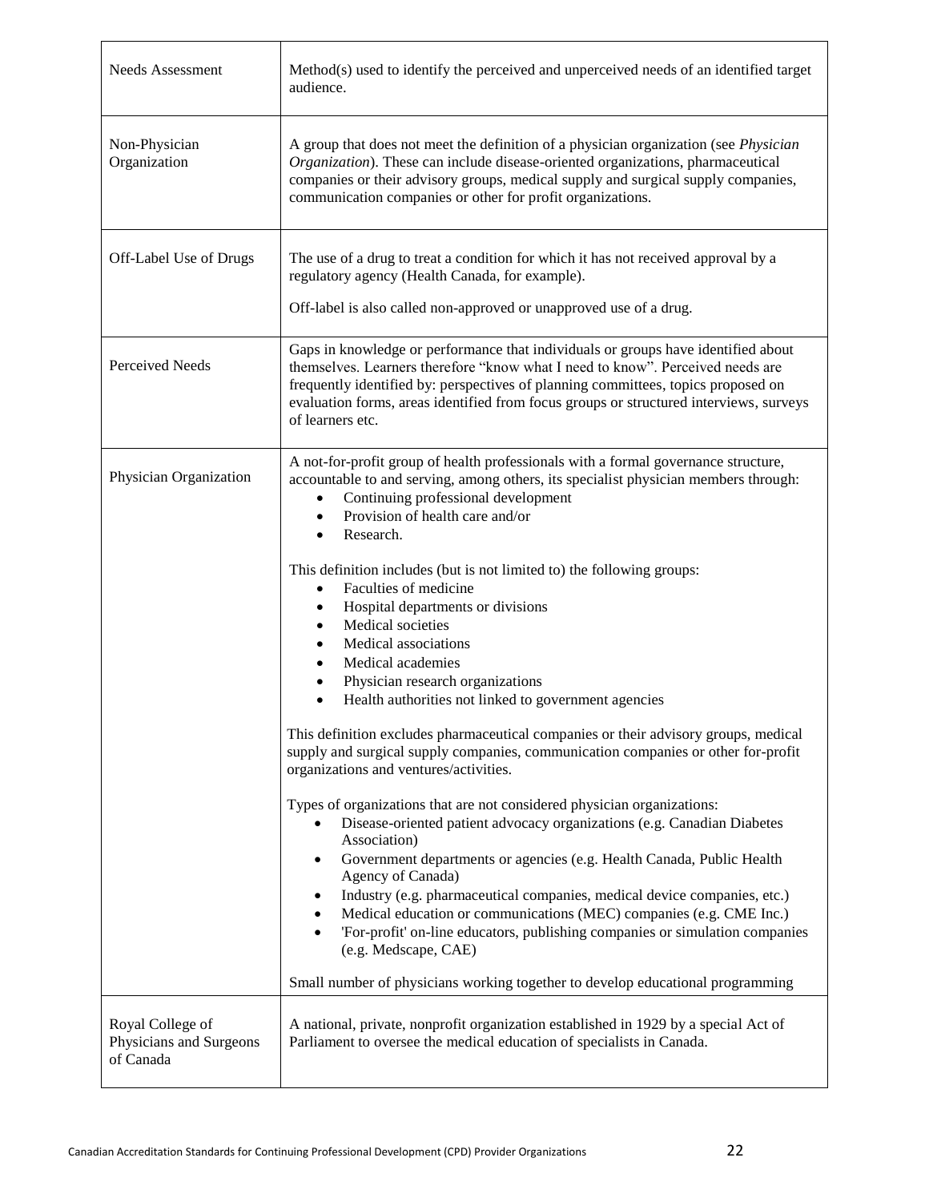| | |
|---|---|
| Needs Assessment | Method(s) used to identify the perceived and unperceived needs of an identified target audience. |
| Non-Physician Organization | A group that does not meet the definition of a physician organization (see *Physician Organization*). These can include disease-oriented organizations, pharmaceutical companies or their advisory groups, medical supply and surgical supply companies, communication companies or other for profit organizations. |
| Off-Label Use of Drugs | The use of a drug to treat a condition for which it has not received approval by a regulatory agency (Health Canada, for example).<br><br>Off-label is also called non-approved or unapproved use of a drug. |
| Perceived Needs | Gaps in knowledge or performance that individuals or groups have identified about themselves. Learners therefore "know what I need to know". Perceived needs are frequently identified by: perspectives of planning committees, topics proposed on evaluation forms, areas identified from focus groups or structured interviews, surveys of learners etc. |
| Physician Organization | A not-for-profit group of health professionals with a formal governance structure, accountable to and serving, among others, its specialist physician members through:<br>• Continuing professional development<br>• Provision of health care and/or<br>• Research.<br><br>This definition includes (but is not limited to) the following groups:<br>• Faculties of medicine<br>• Hospital departments or divisions<br>• Medical societies<br>• Medical associations<br>• Medical academies<br>• Physician research organizations<br>• Health authorities not linked to government agencies<br><br>This definition excludes pharmaceutical companies or their advisory groups, medical supply and surgical supply companies, communication companies or other for-profit organizations and ventures/activities.<br><br>Types of organizations that are not considered physician organizations:<br>• Disease-oriented patient advocacy organizations (e.g. Canadian Diabetes Association)<br>• Government departments or agencies (e.g. Health Canada, Public Health Agency of Canada)<br>• Industry (e.g. pharmaceutical companies, medical device companies, etc.)<br>• Medical education or communications (MEC) companies (e.g. CME Inc.)<br>• 'For-profit' on-line educators, publishing companies or simulation companies (e.g. Medscape, CAE)<br><br>Small number of physicians working together to develop educational programming |
| Royal College of Physicians and Surgeons of Canada | A national, private, nonprofit organization established in 1929 by a special Act of Parliament to oversee the medical education of specialists in Canada. |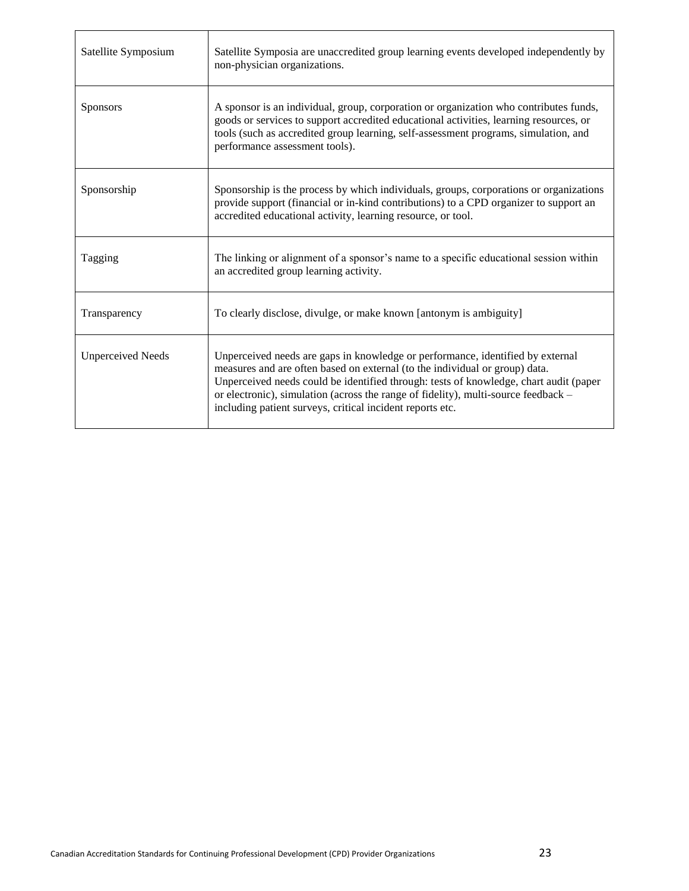| | |
|---|---|
| Satellite Symposium | Satellite Symposia are unaccredited group learning events developed independently by non-physician organizations. |
| Sponsors | A sponsor is an individual, group, corporation or organization who contributes funds, goods or services to support accredited educational activities, learning resources, or tools (such as accredited group learning, self-assessment programs, simulation, and performance assessment tools). |
| Sponsorship | Sponsorship is the process by which individuals, groups, corporations or organizations provide support (financial or in-kind contributions) to a CPD organizer to support an accredited educational activity, learning resource, or tool. |
| Tagging | The linking or alignment of a sponsor's name to a specific educational session within an accredited group learning activity. |
| Transparency | To clearly disclose, divulge, or make known [antonym is ambiguity] |
| Unperceived Needs | Unperceived needs are gaps in knowledge or performance, identified by external measures and are often based on external (to the individual or group) data. Unperceived needs could be identified through: tests of knowledge, chart audit (paper or electronic), simulation (across the range of fidelity), multi-source feedback – including patient surveys, critical incident reports etc. |